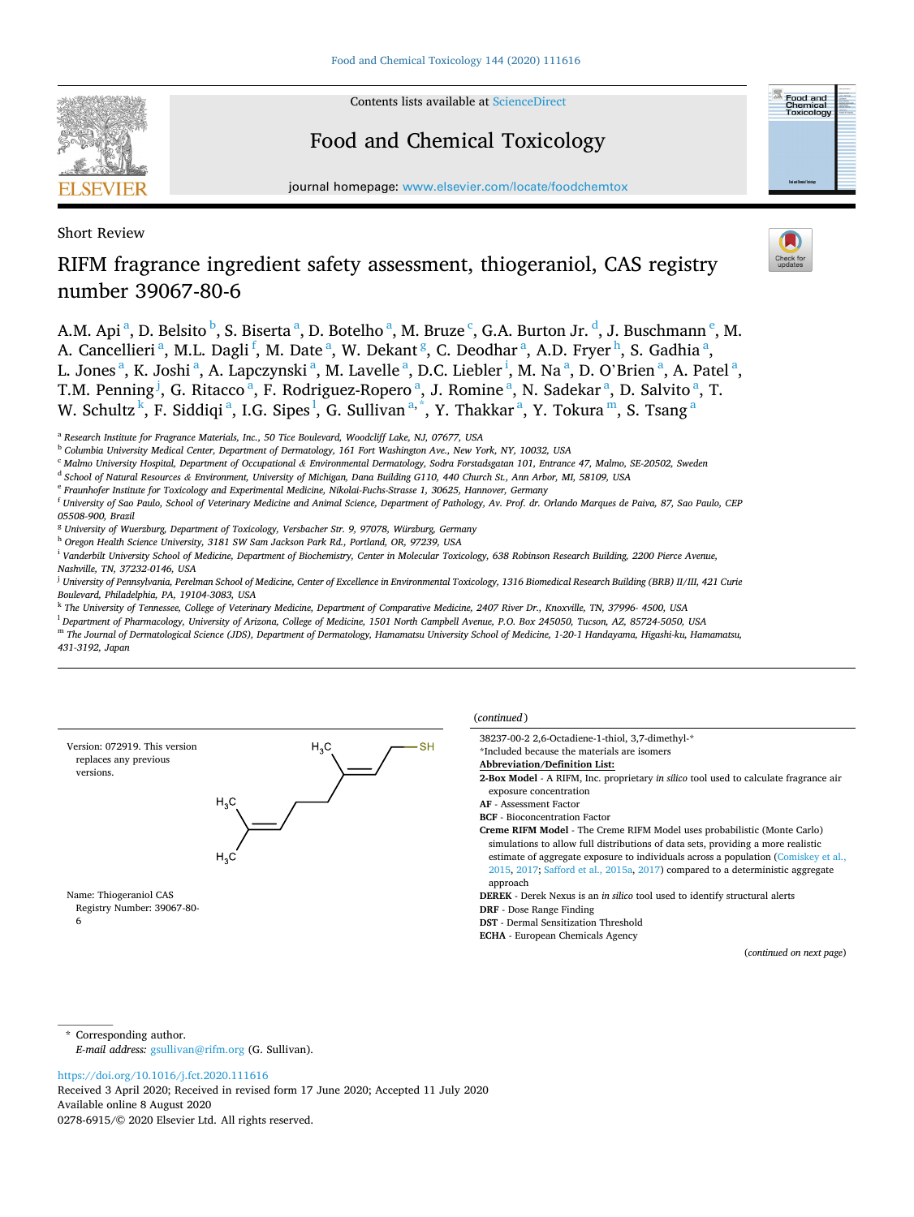Short Review

# RIFM fragrance ingredient safety assessment, thiogeraniol, CAS registry number 39067-80-6

A.M. Api[a], D. Belsito[b], S. Biserta[a], D. Botelho[a], M. Bruze[c], G.A. Burton Jr.[d], J. Buschmann[e], M. A. Cancellieri[a], M.L. Dagli[f], M. Date[a], W. Dekant[g], C. Deodhar[a], A.D. Fryer[h], S. Gadhia[a], L. Jones[a], K. Joshi[a], A. Lapczynski[a], M. Lavelle[a], D.C. Liebler[i], M. Na[a], D. O'Brien[a], A. Patel[a], T.M. Penning[j], G. Ritacco[a], F. Rodriguez-Ropero[a], J. Romine[a], N. Sadekar[a], D. Salvito[a], T. W. Schultz[k], F. Siddiqi[a], I.G. Sipes[l], G. Sullivan[a,*], Y. Thakkar[a], Y. Tokura[m], S. Tsang[a]

[a] Research Institute for Fragrance Materials, Inc., 50 Tice Boulevard, Woodcliff Lake, NJ, 07677, USA
[b] Columbia University Medical Center, Department of Dermatology, 161 Fort Washington Ave., New York, NY, 10032, USA
[c] Malmo University Hospital, Department of Occupational & Environmental Dermatology, Sodra Forstadsgatan 101, Entrance 47, Malmo, SE-20502, Sweden
[d] School of Natural Resources & Environment, University of Michigan, Dana Building G110, 440 Church St., Ann Arbor, MI, 58109, USA
[e] Fraunhofer Institute for Toxicology and Experimental Medicine, Nikolai-Fuchs-Strasse 1, 30625, Hannover, Germany
[f] University of Sao Paulo, School of Veterinary Medicine and Animal Science, Department of Pathology, Av. Prof. dr. Orlando Marques de Paiva, 87, Sao Paulo, CEP 05508-900, Brazil
[g] University of Wuerzburg, Department of Toxicology, Versbacher Str. 9, 97078, Würzburg, Germany
[h] Oregon Health Science University, 3181 SW Sam Jackson Park Rd., Portland, OR, 97239, USA
[i] Vanderbilt University School of Medicine, Department of Biochemistry, Center in Molecular Toxicology, 638 Robinson Research Building, 2200 Pierce Avenue, Nashville, TN, 37232-0146, USA
[j] University of Pennsylvania, Perelman School of Medicine, Center of Excellence in Environmental Toxicology, 1316 Biomedical Research Building (BRB) II/III, 421 Curie Boulevard, Philadelphia, PA, 19104-3083, USA
[k] The University of Tennessee, College of Veterinary Medicine, Department of Comparative Medicine, 2407 River Dr., Knoxville, TN, 37996- 4500, USA
[l] Department of Pharmacology, University of Arizona, College of Medicine, 1501 North Campbell Avenue, P.O. Box 245050, Tucson, AZ, 85724-5050, USA
[m] The Journal of Dermatological Science (JDS), Department of Dermatology, Hamamatsu University School of Medicine, 1-20-1 Handayama, Higashi-ku, Hamamatsu, 431-3192, Japan

Version: 072919. This version replaces any previous versions.

Name: Thiogeraniol CAS Registry Number: 39067-80-6

(*continued*)

38237-00-2 2,6-Octadiene-1-thiol, 3,7-dimethyl-*
*Included because the materials are isomers

**Abbreviation/Definition List:**

**2-Box Model** - A RIFM, Inc. proprietary *in silico* tool used to calculate fragrance air exposure concentration
**AF** - Assessment Factor
**BCF** - Bioconcentration Factor
**Creme RIFM Model** - The Creme RIFM Model uses probabilistic (Monte Carlo) simulations to allow full distributions of data sets, providing a more realistic estimate of aggregate exposure to individuals across a population (Comiskey et al., 2015, 2017; Safford et al., 2015a, 2017) compared to a deterministic aggregate approach
**DEREK** - Derek Nexus is an *in silico* tool used to identify structural alerts
**DRF** - Dose Range Finding
**DST** - Dermal Sensitization Threshold
**ECHA** - European Chemicals Agency

(*continued on next page*)

* Corresponding author.
*E-mail address:* gsullivan@rifm.org (G. Sullivan).

https://doi.org/10.1016/j.fct.2020.111616
Received 3 April 2020; Received in revised form 17 June 2020; Accepted 11 July 2020
Available online 8 August 2020
0278-6915/© 2020 Elsevier Ltd. All rights reserved.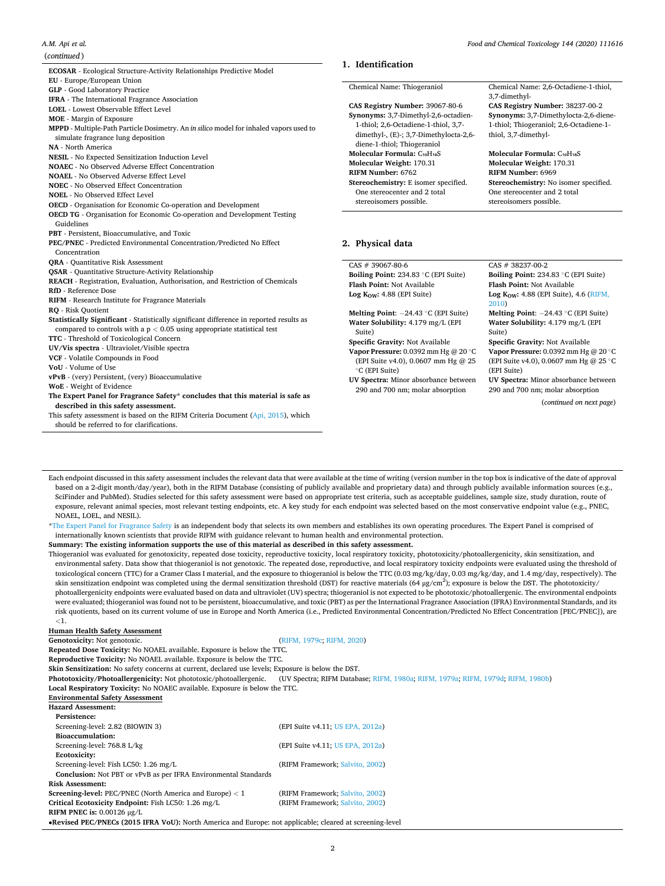(*continued*)

**ECOSAR** - Ecological Structure-Activity Relationships Predictive Model
**EU** - Europe/European Union
**GLP** - Good Laboratory Practice
**IFRA** - The International Fragrance Association
**LOEL** - Lowest Observable Effect Level
**MOE** - Margin of Exposure
**MPPD** - Multiple-Path Particle Dosimetry. An *in silico* model for inhaled vapors used to simulate fragrance lung deposition
**NA** - North America
**NESIL** - No Expected Sensitization Induction Level
**NOAEC** - No Observed Adverse Effect Concentration
**NOAEL** - No Observed Adverse Effect Level
**NOEC** - No Observed Effect Concentration
**NOEL** - No Observed Effect Level
**OECD** - Organisation for Economic Co-operation and Development
**OECD TG** - Organisation for Economic Co-operation and Development Testing Guidelines
**PBT** - Persistent, Bioaccumulative, and Toxic
**PEC/PNEC** - Predicted Environmental Concentration/Predicted No Effect Concentration
**QRA** - Quantitative Risk Assessment
**QSAR** - Quantitative Structure-Activity Relationship
**REACH** - Registration, Evaluation, Authorisation, and Restriction of Chemicals
**RfD** - Reference Dose
**RIFM** - Research Institute for Fragrance Materials
**RQ** - Risk Quotient
**Statistically Significant** - Statistically significant difference in reported results as compared to controls with a $p < 0.05$ using appropriate statistical test
**TTC** - Threshold of Toxicological Concern
**UV/Vis spectra** - Ultraviolet/Visible spectra
**VCF** - Volatile Compounds in Food
**VoU** - Volume of Use
**vPvB** - (very) Persistent, (very) Bioaccumulative
**WoE** - Weight of Evidence

**The Expert Panel for Fragrance Safety\* concludes that this material is safe as described in this safety assessment.**

This safety assessment is based on the RIFM Criteria Document (Api, 2015), which should be referred to for clarifications.

## 1. Identification

| Chemical Name: Thiogeraniol | Chemical Name: 2,6-Octadiene-1-thiol, 3,7-dimethyl- |
|---|---|
| **CAS Registry Number:** 39067-80-6 | **CAS Registry Number:** 38237-00-2 |
| **Synonyms:** 3,7-Dimethyl-2,6-octadien-1-thiol; 2,6-Octadiene-1-thiol, 3,7-dimethyl-, (E)-; 3,7-Dimethylocta-2,6-diene-1-thiol; Thiogeraniol | **Synonyms:** 3,7-Dimethylocta-2,6-diene-1-thiol; Thiogeraniol; 2,6-Octadiene-1-thiol, 3,7-dimethyl- |
| **Molecular Formula:** $C_{10}H_{18}S$ | **Molecular Formula:** $C_{10}H_{18}S$ |
| **Molecular Weight:** 170.31 | **Molecular Weight:** 170.31 |
| **RIFM Number:** 6762 | **RIFM Number:** 6969 |
| **Stereochemistry:** E isomer specified. One stereocenter and 2 total stereoisomers possible. | **Stereochemistry:** No isomer specified. One stereocenter and 2 total stereoisomers possible. |

## 2. Physical data

| CAS # 39067-80-6 | CAS # 38237-00-2 |
|---|---|
| **Boiling Point:** 234.83 °C (EPI Suite) | **Boiling Point:** 234.83 °C (EPI Suite) |
| **Flash Point:** Not Available | **Flash Point:** Not Available |
| **Log $K_{OW}$:** 4.88 (EPI Suite) | **Log $K_{OW}$:** 4.88 (EPI Suite), 4.6 (RIFM, 2010) |
| **Melting Point:** −24.43 °C (EPI Suite) | **Melting Point:** −24.43 °C (EPI Suite) |
| **Water Solubility:** 4.179 mg/L (EPI Suite) | **Water Solubility:** 4.179 mg/L (EPI Suite) |
| **Specific Gravity:** Not Available | **Specific Gravity:** Not Available |
| **Vapor Pressure:** 0.0392 mm Hg @ 20 °C (EPI Suite v4.0), 0.0607 mm Hg @ 25 °C (EPI Suite) | **Vapor Pressure:** 0.0392 mm Hg @ 20 °C (EPI Suite v4.0), 0.0607 mm Hg @ 25 °C (EPI Suite) |
| **UV Spectra:** Minor absorbance between 290 and 700 nm; molar absorption | **UV Spectra:** Minor absorbance between 290 and 700 nm; molar absorption |

(*continued on next page*)

Each endpoint discussed in this safety assessment includes the relevant data that were available at the time of writing (version number in the top box is indicative of the date of approval based on a 2-digit month/day/year), both in the RIFM Database (consisting of publicly available and proprietary data) and through publicly available information sources (e.g., SciFinder and PubMed). Studies selected for this safety assessment were based on appropriate test criteria, such as acceptable guidelines, sample size, study duration, route of exposure, relevant animal species, most relevant testing endpoints, etc. A key study for each endpoint was selected based on the most conservative endpoint value (e.g., PNEC, NOAEL, LOEL, and NESIL).

\*The Expert Panel for Fragrance Safety is an independent body that selects its own members and establishes its own operating procedures. The Expert Panel is comprised of internationally known scientists that provide RIFM with guidance relevant to human health and environmental protection.

**Summary: The existing information supports the use of this material as described in this safety assessment.**

Thiogeraniol was evaluated for genotoxicity, repeated dose toxicity, reproductive toxicity, local respiratory toxicity, phototoxicity/photoallergenicity, skin sensitization, and environmental safety. Data show that thiogeraniol is not genotoxic. The repeated dose, reproductive, and local respiratory toxicity endpoints were evaluated using the threshold of toxicological concern (TTC) for a Cramer Class I material, and the exposure to thiogeraniol is below the TTC (0.03 mg/kg/day, 0.03 mg/kg/day, and 1.4 mg/day, respectively). The skin sensitization endpoint was completed using the dermal sensitization threshold (DST) for reactive materials (64 μg/cm$^2$); exposure is below the DST. The phototoxicity/photoallergenicity endpoints were evaluated based on data and ultraviolet (UV) spectra; thiogeraniol is not expected to be phototoxic/photoallergenic. The environmental endpoints were evaluated; thiogeraniol was found not to be persistent, bioaccumulative, and toxic (PBT) as per the International Fragrance Association (IFRA) Environmental Standards, and its risk quotients, based on its current volume of use in Europe and North America (i.e., Predicted Environmental Concentration/Predicted No Effect Concentration [PEC/PNEC]), are <1.

**Human Health Safety Assessment**

**Genotoxicity:** Not genotoxic. (RIFM, 1979c; RIFM, 2020)
**Repeated Dose Toxicity:** No NOAEL available. Exposure is below the TTC.
**Reproductive Toxicity:** No NOAEL available. Exposure is below the TTC.
**Skin Sensitization:** No safety concerns at current, declared use levels; Exposure is below the DST.
**Phototoxicity/Photoallergenicity:** Not phototoxic/photoallergenic. (UV Spectra; RIFM Database; RIFM, 1980a; RIFM, 1979a; RIFM, 1979d; RIFM, 1980b)
**Local Respiratory Toxicity:** No NOAEC available. Exposure is below the TTC.

**Environmental Safety Assessment**

**Hazard Assessment:**

**Persistence:**
Screening-level: 2.82 (BIOWIN 3) (EPI Suite v4.11; US EPA, 2012a)

**Bioaccumulation:**
Screening-level: 768.8 L/kg (EPI Suite v4.11; US EPA, 2012a)

**Ecotoxicity:**
Screening-level: Fish LC50: 1.26 mg/L (RIFM Framework; Salvito, 2002)

**Conclusion:** Not PBT or vPvB as per IFRA Environmental Standards

**Risk Assessment:**

**Screening-level:** PEC/PNEC (North America and Europe) < 1 (RIFM Framework; Salvito, 2002)
**Critical Ecotoxicity Endpoint:** Fish LC50: 1.26 mg/L (RIFM Framework; Salvito, 2002)
**RIFM PNEC is:** 0.00126 μg/L

•**Revised PEC/PNECs (2015 IFRA VoU):** North America and Europe: not applicable; cleared at screening-level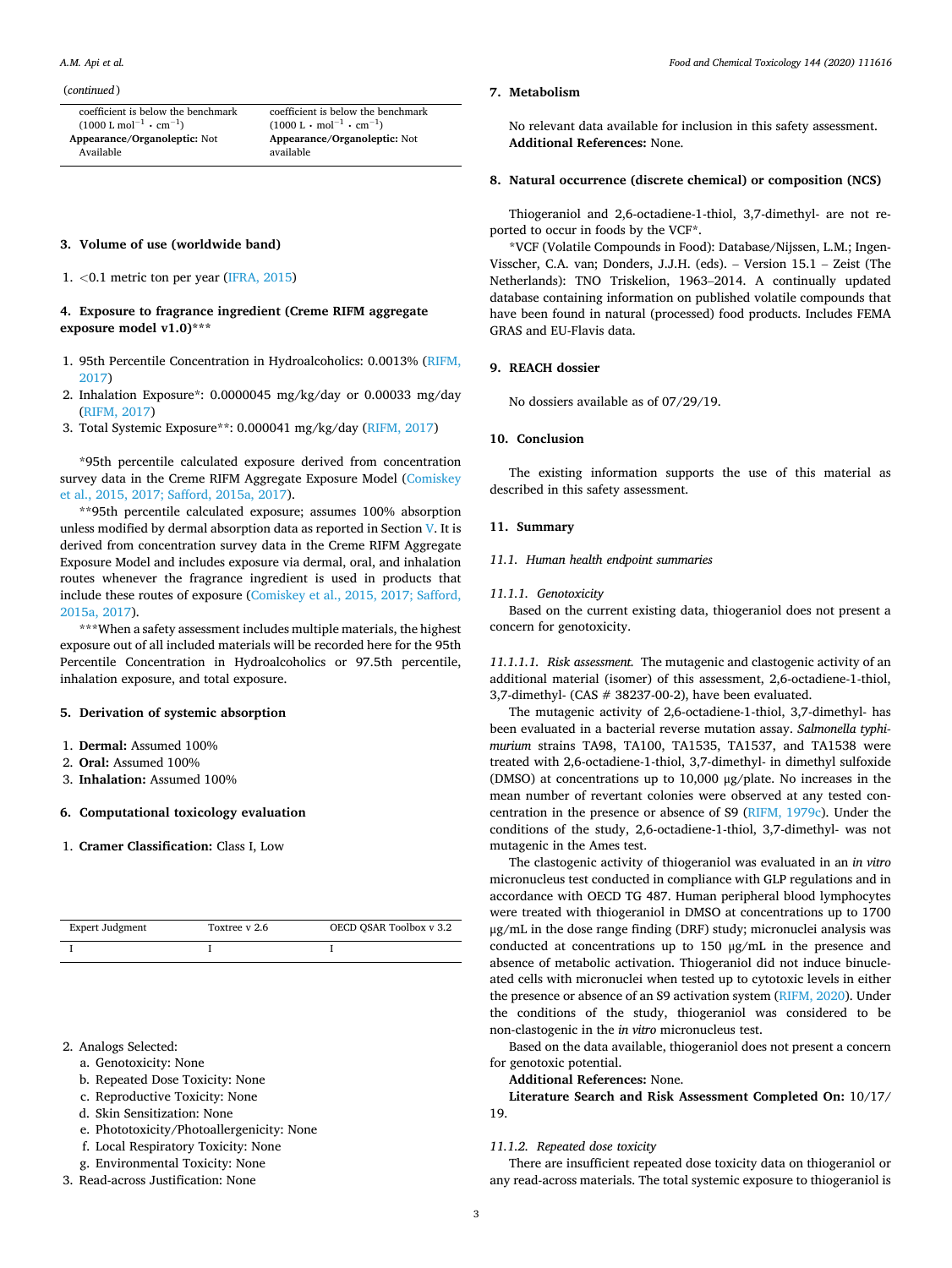(*continued*)

| | |
|---|---|
| coefficient is below the benchmark (1000 L $mol^{-1}$ $\cdot$ $cm^{-1}$) | coefficient is below the benchmark (1000 L $\cdot$ $mol^{-1}$ $\cdot$ $cm^{-1}$) |
| **Appearance/Organoleptic:** Not Available | **Appearance/Organoleptic:** Not available |

## 3. Volume of use (worldwide band)

1. <0.1 metric ton per year (IFRA, 2015)

## 4. Exposure to fragrance ingredient (Creme RIFM aggregate exposure model v1.0)***

1. 95th Percentile Concentration in Hydroalcoholics: 0.0013% (RIFM, 2017)
2. Inhalation Exposure*: 0.0000045 mg/kg/day or 0.00033 mg/day (RIFM, 2017)
3. Total Systemic Exposure**: 0.000041 mg/kg/day (RIFM, 2017)

*95th percentile calculated exposure derived from concentration survey data in the Creme RIFM Aggregate Exposure Model (Comiskey et al., 2015, 2017; Safford, 2015a, 2017).

**95th percentile calculated exposure; assumes 100% absorption unless modified by dermal absorption data as reported in Section V. It is derived from concentration survey data in the Creme RIFM Aggregate Exposure Model and includes exposure via dermal, oral, and inhalation routes whenever the fragrance ingredient is used in products that include these routes of exposure (Comiskey et al., 2015, 2017; Safford, 2015a, 2017).

***When a safety assessment includes multiple materials, the highest exposure out of all included materials will be recorded here for the 95th Percentile Concentration in Hydroalcoholics or 97.5th percentile, inhalation exposure, and total exposure.

## 5. Derivation of systemic absorption

1. **Dermal:** Assumed 100%
2. **Oral:** Assumed 100%
3. **Inhalation:** Assumed 100%

## 6. Computational toxicology evaluation

1. **Cramer Classification:** Class I, Low

| Expert Judgment | Toxtree v 2.6 | OECD QSAR Toolbox v 3.2 |
|---|---|---|
| I | I | I |

2. Analogs Selected:
   a. Genotoxicity: None
   b. Repeated Dose Toxicity: None
   c. Reproductive Toxicity: None
   d. Skin Sensitization: None
   e. Phototoxicity/Photoallergenicity: None
   f. Local Respiratory Toxicity: None
   g. Environmental Toxicity: None
3. Read-across Justification: None

## 7. Metabolism

No relevant data available for inclusion in this safety assessment.
**Additional References:** None.

## 8. Natural occurrence (discrete chemical) or composition (NCS)

Thiogeraniol and 2,6-octadiene-1-thiol, 3,7-dimethyl- are not reported to occur in foods by the VCF*.

*VCF (Volatile Compounds in Food): Database/Nijssen, L.M.; Ingen-Visscher, C.A. van; Donders, J.J.H. (eds). – Version 15.1 – Zeist (The Netherlands): TNO Triskelion, 1963–2014. A continually updated database containing information on published volatile compounds that have been found in natural (processed) food products. Includes FEMA GRAS and EU-Flavis data.

## 9. REACH dossier

No dossiers available as of 07/29/19.

## 10. Conclusion

The existing information supports the use of this material as described in this safety assessment.

## 11. Summary

### *11.1. Human health endpoint summaries*

#### *11.1.1. Genotoxicity*

Based on the current existing data, thiogeraniol does not present a concern for genotoxicity.

*11.1.1.1. Risk assessment.* The mutagenic and clastogenic activity of an additional material (isomer) of this assessment, 2,6-octadiene-1-thiol, 3,7-dimethyl- (CAS # 38237-00-2), have been evaluated.

The mutagenic activity of 2,6-octadiene-1-thiol, 3,7-dimethyl- has been evaluated in a bacterial reverse mutation assay. *Salmonella typhimurium* strains TA98, TA100, TA1535, TA1537, and TA1538 were treated with 2,6-octadiene-1-thiol, 3,7-dimethyl- in dimethyl sulfoxide (DMSO) at concentrations up to 10,000 μg/plate. No increases in the mean number of revertant colonies were observed at any tested concentration in the presence or absence of S9 (RIFM, 1979c). Under the conditions of the study, 2,6-octadiene-1-thiol, 3,7-dimethyl- was not mutagenic in the Ames test.

The clastogenic activity of thiogeraniol was evaluated in an *in vitro* micronucleus test conducted in compliance with GLP regulations and in accordance with OECD TG 487. Human peripheral blood lymphocytes were treated with thiogeraniol in DMSO at concentrations up to 1700 μg/mL in the dose range finding (DRF) study; micronuclei analysis was conducted at concentrations up to 150 μg/mL in the presence and absence of metabolic activation. Thiogeraniol did not induce binucleated cells with micronuclei when tested up to cytotoxic levels in either the presence or absence of an S9 activation system (RIFM, 2020). Under the conditions of the study, thiogeraniol was considered to be non-clastogenic in the *in vitro* micronucleus test.

Based on the data available, thiogeraniol does not present a concern for genotoxic potential.

**Additional References:** None.

**Literature Search and Risk Assessment Completed On:** 10/17/19.

#### *11.1.2. Repeated dose toxicity*

There are insufficient repeated dose toxicity data on thiogeraniol or any read-across materials. The total systemic exposure to thiogeraniol is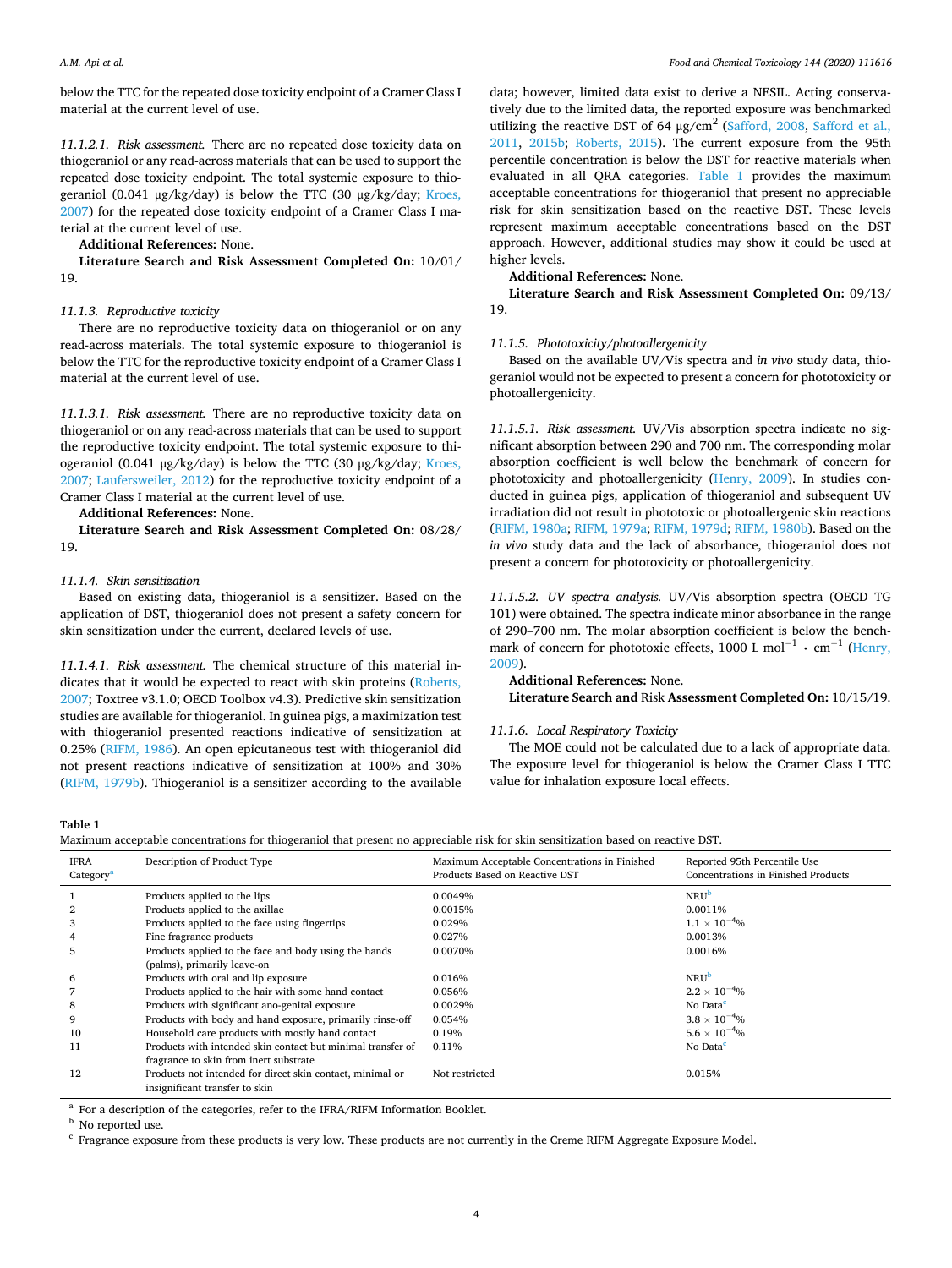below the TTC for the repeated dose toxicity endpoint of a Cramer Class I material at the current level of use.

*11.1.2.1. Risk assessment.* There are no repeated dose toxicity data on thiogeraniol or any read-across materials that can be used to support the repeated dose toxicity endpoint. The total systemic exposure to thiogeraniol (0.041 μg/kg/day) is below the TTC (30 μg/kg/day; Kroes, 2007) for the repeated dose toxicity endpoint of a Cramer Class I material at the current level of use.

**Additional References:** None.

**Literature Search and Risk Assessment Completed On:** 10/01/19.

### 11.1.3. Reproductive toxicity

There are no reproductive toxicity data on thiogeraniol or on any read-across materials. The total systemic exposure to thiogeraniol is below the TTC for the reproductive toxicity endpoint of a Cramer Class I material at the current level of use.

*11.1.3.1. Risk assessment.* There are no reproductive toxicity data on thiogeraniol or on any read-across materials that can be used to support the reproductive toxicity endpoint. The total systemic exposure to thiogeraniol (0.041 μg/kg/day) is below the TTC (30 μg/kg/day; Kroes, 2007; Laufersweiler, 2012) for the reproductive toxicity endpoint of a Cramer Class I material at the current level of use.

**Additional References:** None.

**Literature Search and Risk Assessment Completed On:** 08/28/19.

### 11.1.4. Skin sensitization

Based on existing data, thiogeraniol is a sensitizer. Based on the application of DST, thiogeraniol does not present a safety concern for skin sensitization under the current, declared levels of use.

*11.1.4.1. Risk assessment.* The chemical structure of this material indicates that it would be expected to react with skin proteins (Roberts, 2007; Toxtree v3.1.0; OECD Toolbox v4.3). Predictive skin sensitization studies are available for thiogeraniol. In guinea pigs, a maximization test with thiogeraniol presented reactions indicative of sensitization at 0.25% (RIFM, 1986). An open epicutaneous test with thiogeraniol did not present reactions indicative of sensitization at 100% and 30% (RIFM, 1979b). Thiogeraniol is a sensitizer according to the available data; however, limited data exist to derive a NESIL. Acting conservatively due to the limited data, the reported exposure was benchmarked utilizing the reactive DST of 64 μg/cm$^2$ (Safford, 2008, Safford et al., 2011, 2015b; Roberts, 2015). The current exposure from the 95th percentile concentration is below the DST for reactive materials when evaluated in all QRA categories. Table 1 provides the maximum acceptable concentrations for thiogeraniol that present no appreciable risk for skin sensitization based on the reactive DST. These levels represent maximum acceptable concentrations based on the DST approach. However, additional studies may show it could be used at higher levels.

**Additional References:** None.

**Literature Search and Risk Assessment Completed On:** 09/13/19.

### 11.1.5. Phototoxicity/photoallergenicity

Based on the available UV/Vis spectra and *in vivo* study data, thiogeraniol would not be expected to present a concern for phototoxicity or photoallergenicity.

*11.1.5.1. Risk assessment.* UV/Vis absorption spectra indicate no significant absorption between 290 and 700 nm. The corresponding molar absorption coefficient is well below the benchmark of concern for phototoxicity and photoallergenicity (Henry, 2009). In studies conducted in guinea pigs, application of thiogeraniol and subsequent UV irradiation did not result in phototoxic or photoallergenic skin reactions (RIFM, 1980a; RIFM, 1979a; RIFM, 1979d; RIFM, 1980b). Based on the *in vivo* study data and the lack of absorbance, thiogeraniol does not present a concern for phototoxicity or photoallergenicity.

*11.1.5.2. UV spectra analysis.* UV/Vis absorption spectra (OECD TG 101) were obtained. The spectra indicate minor absorbance in the range of 290–700 nm. The molar absorption coefficient is below the benchmark of concern for phototoxic effects, 1000 L mol$^{-1}$ · cm$^{-1}$ (Henry, 2009).

**Additional References:** None.

**Literature Search and Risk Assessment Completed On:** 10/15/19.

### 11.1.6. Local Respiratory Toxicity

The MOE could not be calculated due to a lack of appropriate data. The exposure level for thiogeraniol is below the Cramer Class I TTC value for inhalation exposure local effects.

**Table 1**
Maximum acceptable concentrations for thiogeraniol that present no appreciable risk for skin sensitization based on reactive DST.

| IFRA Category[a] | Description of Product Type | Maximum Acceptable Concentrations in Finished Products Based on Reactive DST | Reported 95th Percentile Use Concentrations in Finished Products |
|---|---|---|---|
| 1 | Products applied to the lips | 0.0049% | NRU[b] |
| 2 | Products applied to the axillae | 0.0015% | 0.0011% |
| 3 | Products applied to the face using fingertips | 0.029% | $1.1 \times 10^{-4}$% |
| 4 | Fine fragrance products | 0.027% | 0.0013% |
| 5 | Products applied to the face and body using the hands (palms), primarily leave-on | 0.0070% | 0.0016% |
| 6 | Products with oral and lip exposure | 0.016% | NRU[b] |
| 7 | Products applied to the hair with some hand contact | 0.056% | $2.2 \times 10^{-4}$% |
| 8 | Products with significant ano-genital exposure | 0.0029% | No Data[c] |
| 9 | Products with body and hand exposure, primarily rinse-off | 0.054% | $3.8 \times 10^{-4}$% |
| 10 | Household care products with mostly hand contact | 0.19% | $5.6 \times 10^{-4}$% |
| 11 | Products with intended skin contact but minimal transfer of fragrance to skin from inert substrate | 0.11% | No Data[c] |
| 12 | Products not intended for direct skin contact, minimal or insignificant transfer to skin | Not restricted | 0.015% |

[a] For a description of the categories, refer to the IFRA/RIFM Information Booklet.
[b] No reported use.
[c] Fragrance exposure from these products is very low. These products are not currently in the Creme RIFM Aggregate Exposure Model.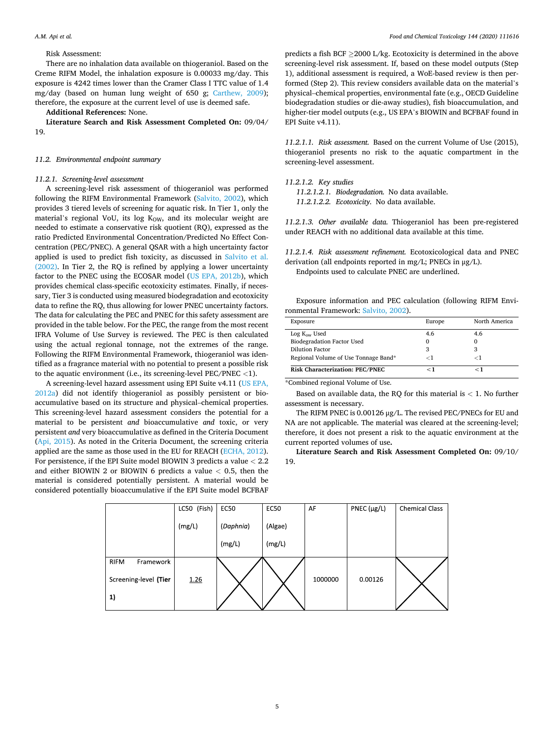Risk Assessment:

There are no inhalation data available on thiogeraniol. Based on the Creme RIFM Model, the inhalation exposure is 0.00033 mg/day. This exposure is 4242 times lower than the Cramer Class I TTC value of 1.4 mg/day (based on human lung weight of 650 g; Carthew, 2009); therefore, the exposure at the current level of use is deemed safe.

**Additional References:** None.

**Literature Search and Risk Assessment Completed On:** 09/04/19.

### 11.2. Environmental endpoint summary

#### 11.2.1. Screening-level assessment

A screening-level risk assessment of thiogeraniol was performed following the RIFM Environmental Framework (Salvito, 2002), which provides 3 tiered levels of screening for aquatic risk. In Tier 1, only the material's regional VoU, its log $K_{OW}$, and its molecular weight are needed to estimate a conservative risk quotient (RQ), expressed as the ratio Predicted Environmental Concentration/Predicted No Effect Concentration (PEC/PNEC). A general QSAR with a high uncertainty factor applied is used to predict fish toxicity, as discussed in Salvito et al. (2002). In Tier 2, the RQ is refined by applying a lower uncertainty factor to the PNEC using the ECOSAR model (US EPA, 2012b), which provides chemical class-specific ecotoxicity estimates. Finally, if necessary, Tier 3 is conducted using measured biodegradation and ecotoxicity data to refine the RQ, thus allowing for lower PNEC uncertainty factors. The data for calculating the PEC and PNEC for this safety assessment are provided in the table below. For the PEC, the range from the most recent IFRA Volume of Use Survey is reviewed. The PEC is then calculated using the actual regional tonnage, not the extremes of the range. Following the RIFM Environmental Framework, thiogeraniol was identified as a fragrance material with no potential to present a possible risk to the aquatic environment (i.e., its screening-level PEC/PNEC <1).

A screening-level hazard assessment using EPI Suite v4.11 (US EPA, 2012a) did not identify thiogeraniol as possibly persistent or bioaccumulative based on its structure and physical–chemical properties. This screening-level hazard assessment considers the potential for a material to be persistent *and* bioaccumulative *and* toxic, or very persistent *and* very bioaccumulative as defined in the Criteria Document (Api, 2015). As noted in the Criteria Document, the screening criteria applied are the same as those used in the EU for REACH (ECHA, 2012). For persistence, if the EPI Suite model BIOWIN 3 predicts a value < 2.2 and either BIOWIN 2 or BIOWIN 6 predicts a value < 0.5, then the material is considered potentially persistent. A material would be considered potentially bioaccumulative if the EPI Suite model BCFBAF predicts a fish BCF ≥2000 L/kg. Ecotoxicity is determined in the above screening-level risk assessment. If, based on these model outputs (Step 1), additional assessment is required, a WoE-based review is then performed (Step 2). This review considers available data on the material's physical–chemical properties, environmental fate (e.g., OECD Guideline biodegradation studies or die-away studies), fish bioaccumulation, and higher-tier model outputs (e.g., US EPA's BIOWIN and BCFBAF found in EPI Suite v4.11).

*11.2.1.1. Risk assessment.* Based on the current Volume of Use (2015), thiogeraniol presents no risk to the aquatic compartment in the screening-level assessment.

*11.2.1.2. Key studies*

*11.2.1.2.1. Biodegradation.* No data available.

*11.2.1.2.2. Ecotoxicity.* No data available.

*11.2.1.3. Other available data.* Thiogeraniol has been pre-registered under REACH with no additional data available at this time.

*11.2.1.4. Risk assessment refinement.* Ecotoxicological data and PNEC derivation (all endpoints reported in mg/L; PNECs in μg/L).

Endpoints used to calculate PNEC are underlined.

| | LC50 (Fish) (mg/L) | EC50 (*Daphnia*) (mg/L) | EC50 (Algae) (mg/L) | AF | PNEC (μg/L) | Chemical Class |
|---|---|---|---|---|---|---|
| RIFM Framework Screening-level **(Tier 1)** | <u>1.26</u> | X | X | 1000000 | 0.00126 | X |

Exposure information and PEC calculation (following RIFM Environmental Framework: Salvito, 2002).

| Exposure | Europe | North America |
|---|---|---|
| Log $K_{ow}$ Used | 4.6 | 4.6 |
| Biodegradation Factor Used | 0 | 0 |
| Dilution Factor | 3 | 3 |
| Regional Volume of Use Tonnage Band* | <1 | <1 |
| **Risk Characterization: PEC/PNEC** | **<1** | **<1** |

*Combined regional Volume of Use.

Based on available data, the RQ for this material is < 1. No further assessment is necessary.

The RIFM PNEC is 0.00126 μg/L. The revised PEC/PNECs for EU and NA are not applicable. The material was cleared at the screening-level; therefore, it does not present a risk to the aquatic environment at the current reported volumes of use**.**

**Literature Search and Risk Assessment Completed On:** 09/10/19.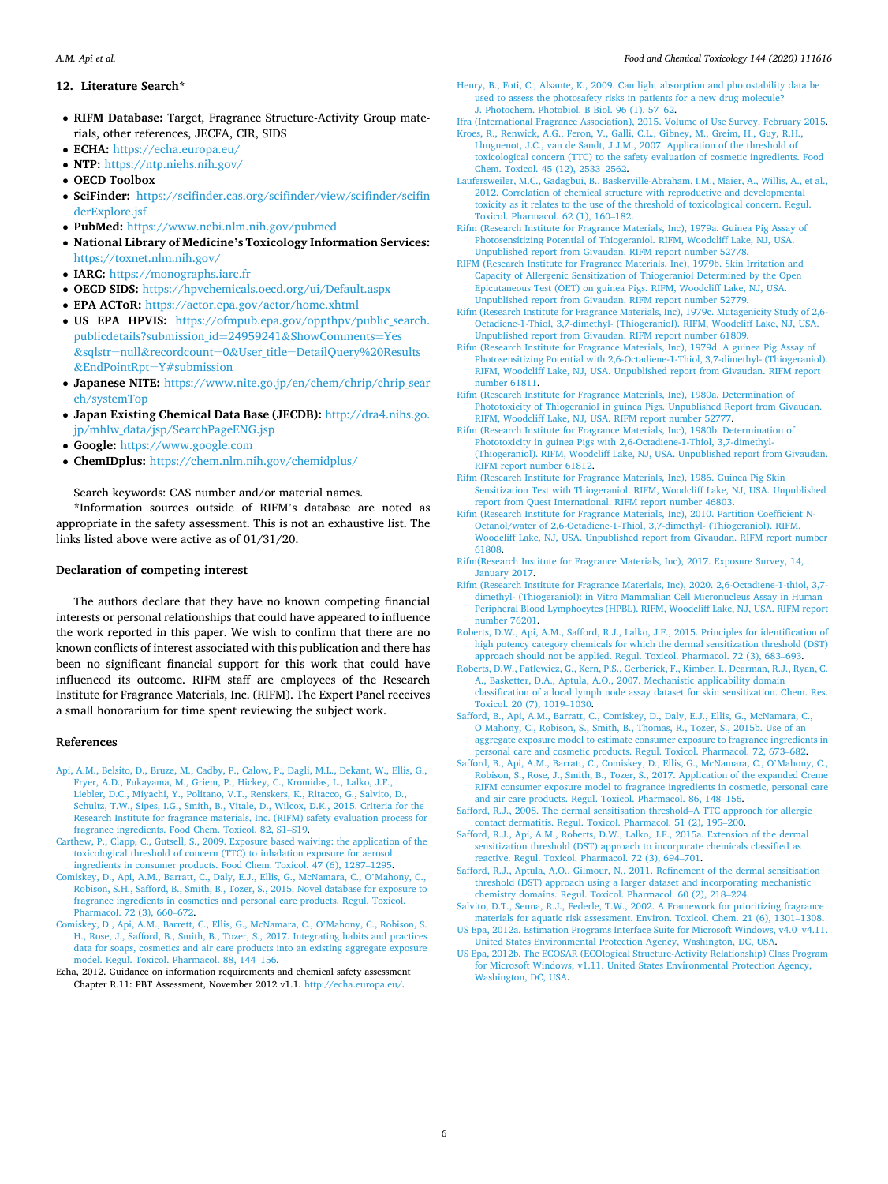## 12. Literature Search*

- **RIFM Database:** Target, Fragrance Structure-Activity Group materials, other references, JECFA, CIR, SIDS
- **ECHA:** https://echa.europa.eu/
- **NTP:** https://ntp.niehs.nih.gov/
- **OECD Toolbox**
- **SciFinder:** https://scifinder.cas.org/scifinder/view/scifinder/scifinderExplore.jsf
- **PubMed:** https://www.ncbi.nlm.nih.gov/pubmed
- **National Library of Medicine's Toxicology Information Services:** https://toxnet.nlm.nih.gov/
- **IARC:** https://monographs.iarc.fr
- **OECD SIDS:** https://hpvchemicals.oecd.org/ui/Default.aspx
- **EPA ACToR:** https://actor.epa.gov/actor/home.xhtml
- **US EPA HPVIS:** https://ofmpub.epa.gov/oppthpv/public_search.publicdetails?submission_id=24959241&ShowComments=Yes&sqlstr=null&recordcount=0&User_title=DetailQuery%20Results&EndPointRpt=Y#submission
- **Japanese NITE:** https://www.nite.go.jp/en/chem/chrip/chrip_search/systemTop
- **Japan Existing Chemical Data Base (JECDB):** http://dra4.nihs.go.jp/mhlw_data/jsp/SearchPageENG.jsp
- **Google:** https://www.google.com
- **ChemIDplus:** https://chem.nlm.nih.gov/chemidplus/

Search keywords: CAS number and/or material names.

*Information sources outside of RIFM's database are noted as appropriate in the safety assessment. This is not an exhaustive list. The links listed above were active as of 01/31/20.

### Declaration of competing interest

The authors declare that they have no known competing financial interests or personal relationships that could have appeared to influence the work reported in this paper. We wish to confirm that there are no known conflicts of interest associated with this publication and there has been no significant financial support for this work that could have influenced its outcome. RIFM staff are employees of the Research Institute for Fragrance Materials, Inc. (RIFM). The Expert Panel receives a small honorarium for time spent reviewing the subject work.

### References

Api, A.M., Belsito, D., Bruze, M., Cadby, P., Calow, P., Dagli, M.L., Dekant, W., Ellis, G., Fryer, A.D., Fukayama, M., Griem, P., Hickey, C., Kromidas, L., Lalko, J.F., Liebler, D.C., Miyachi, Y., Politano, V.T., Renskers, K., Ritacco, G., Salvito, D., Schultz, T.W., Sipes, I.G., Smith, B., Vitale, D., Wilcox, D.K., 2015. Criteria for the Research Institute for fragrance materials, Inc. (RIFM) safety evaluation process for fragrance ingredients. Food Chem. Toxicol. 82, S1–S19.

Carthew, P., Clapp, C., Gutsell, S., 2009. Exposure based waiving: the application of the toxicological threshold of concern (TTC) to inhalation exposure for aerosol ingredients in consumer products. Food Chem. Toxicol. 47 (6), 1287–1295.

Comiskey, D., Api, A.M., Barratt, C., Daly, E.J., Ellis, G., McNamara, C., O'Mahony, C., Robison, S.H., Safford, B., Smith, B., Tozer, S., 2015. Novel database for exposure to fragrance ingredients in cosmetics and personal care products. Regul. Toxicol. Pharmacol. 72 (3), 660–672.

Comiskey, D., Api, A.M., Barrett, C., Ellis, G., McNamara, C., O'Mahony, C., Robison, S. H., Rose, J., Safford, B., Smith, B., Tozer, S., 2017. Integrating habits and practices data for soaps, cosmetics and air care products into an existing aggregate exposure model. Regul. Toxicol. Pharmacol. 88, 144–156.

Echa, 2012. Guidance on information requirements and chemical safety assessment Chapter R.11: PBT Assessment, November 2012 v1.1. http://echa.europa.eu/.

Henry, B., Foti, C., Alsante, K., 2009. Can light absorption and photostability data be used to assess the photosafety risks in patients for a new drug molecule? J. Photochem. Photobiol. B Biol. 96 (1), 57–62.

Ifra (International Fragrance Association), 2015. Volume of Use Survey. February 2015.

Kroes, R., Renwick, A.G., Feron, V., Galli, C.L., Gibney, M., Greim, H., Guy, R.H., Lhuguenot, J.C., van de Sandt, J.J.M., 2007. Application of the threshold of toxicological concern (TTC) to the safety evaluation of cosmetic ingredients. Food Chem. Toxicol. 45 (12), 2533–2562.

Laufersweiler, M.C., Gadagbui, B., Baskerville-Abraham, I.M., Maier, A., Willis, A., et al., 2012. Correlation of chemical structure with reproductive and developmental toxicity as it relates to the use of the threshold of toxicological concern. Regul. Toxicol. Pharmacol. 62 (1), 160–182.

Rifm (Research Institute for Fragrance Materials, Inc), 1979a. Guinea Pig Assay of Photosensitizing Potential of Thiogeraniol. RIFM, Woodcliff Lake, NJ, USA. Unpublished report from Givaudan. RIFM report number 52778.

RIFM (Research Institute for Fragrance Materials, Inc), 1979b. Skin Irritation and Capacity of Allergenic Sensitization of Thiogeraniol Determined by the Open Epicutaneous Test (OET) on guinea Pigs. RIFM, Woodcliff Lake, NJ, USA. Unpublished report from Givaudan. RIFM report number 52779.

Rifm (Research Institute for Fragrance Materials, Inc), 1979c. Mutagenicity Study of 2,6-Octadiene-1-Thiol, 3,7-dimethyl- (Thiogeraniol). RIFM, Woodcliff Lake, NJ, USA. Unpublished report from Givaudan. RIFM report number 61809.

Rifm (Research Institute for Fragrance Materials, Inc), 1979d. A guinea Pig Assay of Photosensitizing Potential with 2,6-Octadiene-1-Thiol, 3,7-dimethyl- (Thiogeraniol). RIFM, Woodcliff Lake, NJ, USA. Unpublished report from Givaudan. RIFM report number 61811.

Rifm (Research Institute for Fragrance Materials, Inc), 1980a. Determination of Phototoxicity of Thiogeraniol in guinea Pigs. Unpublished Report from Givaudan. RIFM, Woodcliff Lake, NJ, USA. RIFM report number 52777.

Rifm (Research Institute for Fragrance Materials, Inc), 1980b. Determination of Phototoxicity in guinea Pigs with 2,6-Octadiene-1-Thiol, 3,7-dimethyl- (Thiogeraniol). RIFM, Woodcliff Lake, NJ, USA. Unpublished report from Givaudan. RIFM report number 61812.

Rifm (Research Institute for Fragrance Materials, Inc), 1986. Guinea Pig Skin Sensitization Test with Thiogeraniol. RIFM, Woodcliff Lake, NJ, USA. Unpublished report from Quest International. RIFM report number 46803.

Rifm (Research Institute for Fragrance Materials, Inc), 2010. Partition Coefficient N-Octanol/water of 2,6-Octadiene-1-Thiol, 3,7-dimethyl- (Thiogeraniol). RIFM, Woodcliff Lake, NJ, USA. Unpublished report from Givaudan. RIFM report number 61808.

Rifm(Research Institute for Fragrance Materials, Inc), 2017. Exposure Survey, 14, January 2017.

Rifm (Research Institute for Fragrance Materials, Inc), 2020. 2,6-Octadiene-1-thiol, 3,7-dimethyl- (Thiogeraniol): in Vitro Mammalian Cell Micronucleus Assay in Human Peripheral Blood Lymphocytes (HPBL). RIFM, Woodcliff Lake, NJ, USA. RIFM report number 76201.

Roberts, D.W., Api, A.M., Safford, R.J., Lalko, J.F., 2015. Principles for identification of high potency category chemicals for which the dermal sensitization threshold (DST) approach should not be applied. Regul. Toxicol. Pharmacol. 72 (3), 683–693.

Roberts, D.W., Patlewicz, G., Kern, P.S., Gerberick, F., Kimber, I., Dearman, R.J., Ryan, C. A., Basketter, D.A., Aptula, A.O., 2007. Mechanistic applicability domain classification of a local lymph node assay dataset for skin sensitization. Chem. Res. Toxicol. 20 (7), 1019–1030.

Safford, B., Api, A.M., Barratt, C., Comiskey, D., Daly, E.J., Ellis, G., McNamara, C., O'Mahony, C., Robison, S., Smith, B., Thomas, R., Tozer, S., 2015b. Use of an aggregate exposure model to estimate consumer exposure to fragrance ingredients in personal care and cosmetic products. Regul. Toxicol. Pharmacol. 72, 673–682.

Safford, B., Api, A.M., Barratt, C., Comiskey, D., Ellis, G., McNamara, C., O'Mahony, C., Robison, S., Rose, J., Smith, B., Tozer, S., 2017. Application of the expanded Creme RIFM consumer exposure model to fragrance ingredients in cosmetic, personal care and air care products. Regul. Toxicol. Pharmacol. 86, 148–156.

Safford, R.J., 2008. The dermal sensitisation threshold–A TTC approach for allergic contact dermatitis. Regul. Toxicol. Pharmacol. 51 (2), 195–200.

Safford, R.J., Api, A.M., Roberts, D.W., Lalko, J.F., 2015a. Extension of the dermal sensitization threshold (DST) approach to incorporate chemicals classified as reactive. Regul. Toxicol. Pharmacol. 72 (3), 694–701.

Safford, R.J., Aptula, A.O., Gilmour, N., 2011. Refinement of the dermal sensitisation threshold (DST) approach using a larger dataset and incorporating mechanistic chemistry domains. Regul. Toxicol. Pharmacol. 60 (2), 218–224.

Salvito, D.T., Senna, R.J., Federle, T.W., 2002. A Framework for prioritizing fragrance materials for aquatic risk assessment. Environ. Toxicol. Chem. 21 (6), 1301–1308.

US Epa, 2012a. Estimation Programs Interface Suite for Microsoft Windows, v4.0–v4.11. United States Environmental Protection Agency, Washington, DC, USA.

US Epa, 2012b. The ECOSAR (ECOlogical Structure-Activity Relationship) Class Program for Microsoft Windows, v1.11. United States Environmental Protection Agency, Washington, DC, USA.